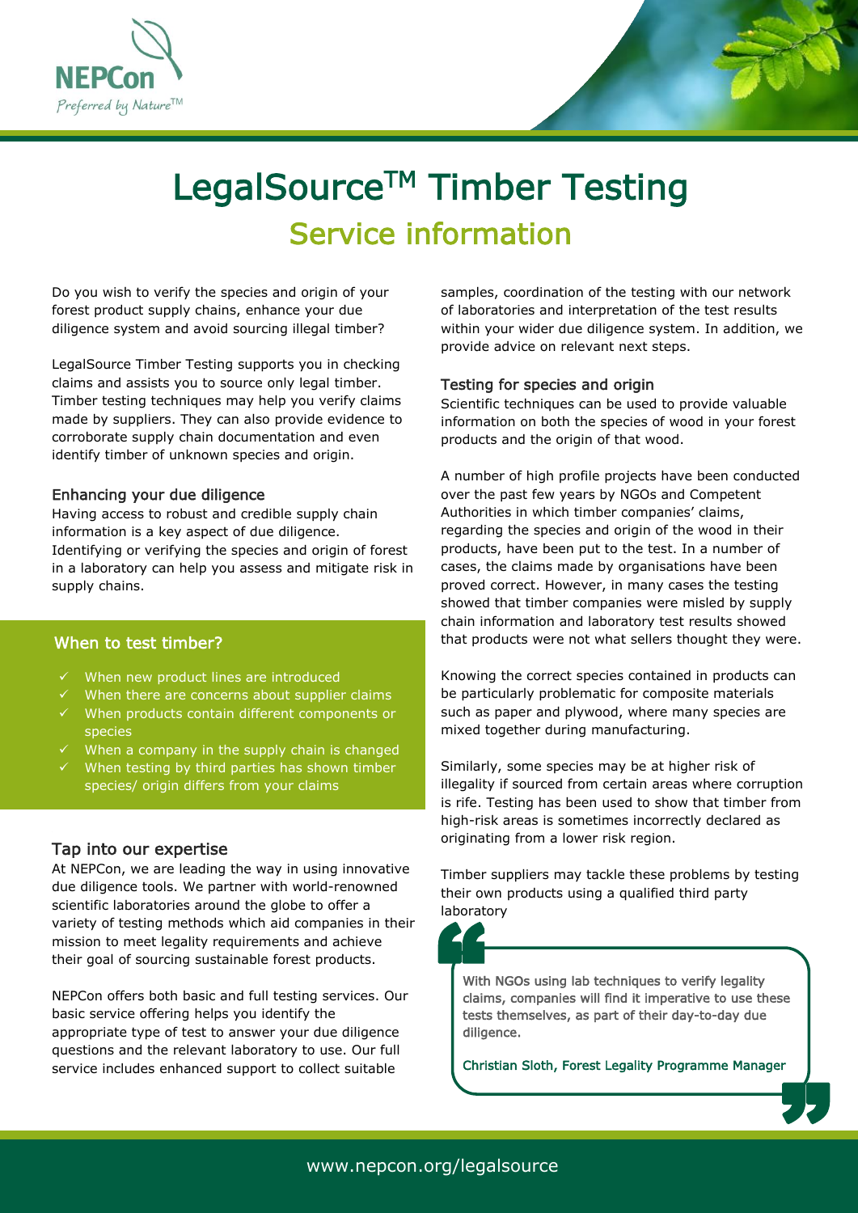NEPCon

*Preferred by Nature™*

# LegalSource™ Timber Testing

## Service information

Do you wish to verify the species and origin of your forest product supply chains, enhance your due diligence system and avoid sourcing illegal timber?

LegalSource Timber Testing supports you in checking claims and assists you to source only legal timber. Timber testing techniques may help you verify claims made by suppliers. They can also provide evidence to corroborate supply chain documentation and even identify timber of unknown species and origin.

### Enhancing your due diligence

Having access to robust and credible supply chain information is a key aspect of due diligence. Identifying or verifying the species and origin of forest in a laboratory can help you assess and mitigate risk in supply chains.

### When to test timber?

- ✓ When new product lines are introduced
- ✓ When there are concerns about supplier claims
- ✓ When products contain different components or species
- ✓ When a company in the supply chain is changed
- ✓ When testing by third parties has shown timber species/ origin differs from your claims

### Tap into our expertise

At NEPCon, we are leading the way in using innovative due diligence tools. We partner with world-renowned scientific laboratories around the globe to offer a variety of testing methods which aid companies in their mission to meet legality requirements and achieve their goal of sourcing sustainable forest products.

NEPCon offers both basic and full testing services. Our basic service offering helps you identify the appropriate type of test to answer your due diligence questions and the relevant laboratory to use. Our full service includes enhanced support to collect suitable samples, coordination of the testing with our network of laboratories and interpretation of the test results within your wider due diligence system. In addition, we provide advice on relevant next steps.

### Testing for species and origin

Scientific techniques can be used to provide valuable information on both the species of wood in your forest products and the origin of that wood.

A number of high profile projects have been conducted over the past few years by NGOs and Competent Authorities in which timber companies' claims, regarding the species and origin of the wood in their products, have been put to the test. In a number of cases, the claims made by organisations have been proved correct. However, in many cases the testing showed that timber companies were misled by supply chain information and laboratory test results showed that products were not what sellers thought they were.

Knowing the correct species contained in products can be particularly problematic for composite materials such as paper and plywood, where many species are mixed together during manufacturing.

Similarly, some species may be at higher risk of illegality if sourced from certain areas where corruption is rife. Testing has been used to show that timber from high-risk areas is sometimes incorrectly declared as originating from a lower risk region.

Timber suppliers may tackle these problems by testing their own products using a qualified third party laboratory

> With NGOs using lab techniques to verify legality claims, companies will find it imperative to use these tests themselves, as part of their day-to-day due diligence.
>
> Christian Sloth, Forest Legality Programme Manager

www.nepcon.org/legalsource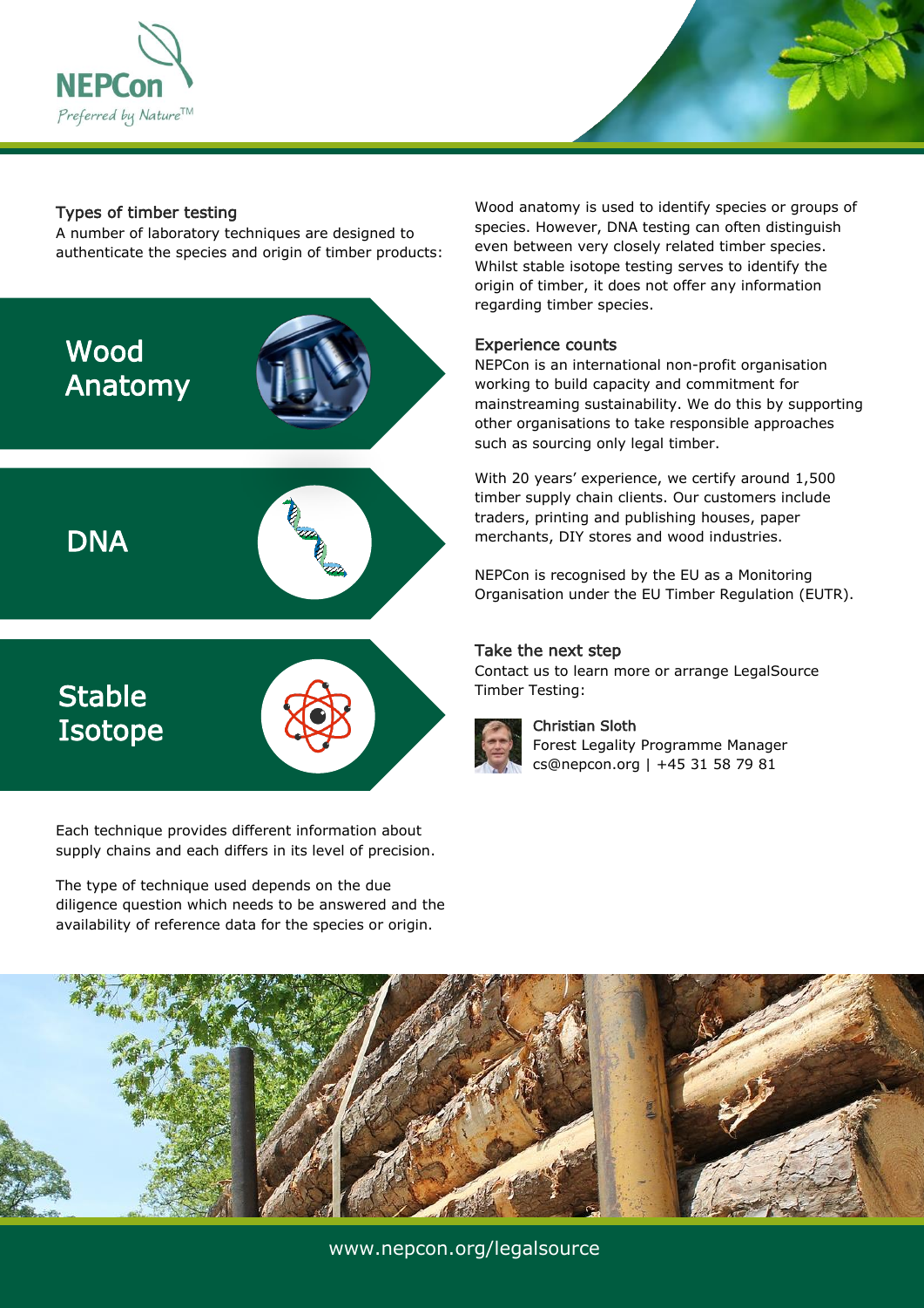## Types of timber testing

A number of laboratory techniques are designed to authenticate the species and origin of timber products:

**Wood Anatomy**

**DNA**

**Stable Isotope**

Each technique provides different information about supply chains and each differs in its level of precision.

The type of technique used depends on the due diligence question which needs to be answered and the availability of reference data for the species or origin.

Wood anatomy is used to identify species or groups of species. However, DNA testing can often distinguish even between very closely related timber species. Whilst stable isotope testing serves to identify the origin of timber, it does not offer any information regarding timber species.

## Experience counts

NEPCon is an international non-profit organisation working to build capacity and commitment for mainstreaming sustainability. We do this by supporting other organisations to take responsible approaches such as sourcing only legal timber.

With 20 years' experience, we certify around 1,500 timber supply chain clients. Our customers include traders, printing and publishing houses, paper merchants, DIY stores and wood industries.

NEPCon is recognised by the EU as a Monitoring Organisation under the EU Timber Regulation (EUTR).

## Take the next step

Contact us to learn more or arrange LegalSource Timber Testing:

Christian Sloth
Forest Legality Programme Manager
cs@nepcon.org | +45 31 58 79 81

www.nepcon.org/legalsource